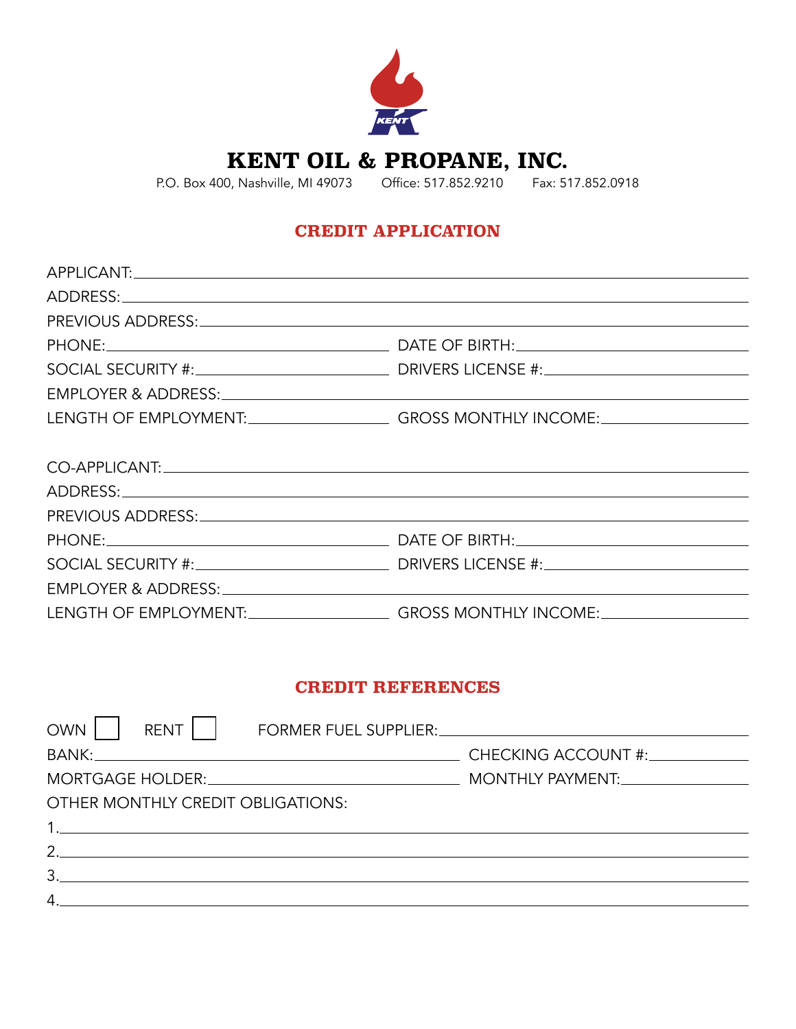# KENT OIL & PROPANE, INC.

P.O. Box 400, Nashville, MI 49073 Office: 517.852.9210 Fax: 517.852.0918

## CREDIT APPLICATION

APPLICANT: ______________________________________________

ADDRESS: ______________________________________________

PREVIOUS ADDRESS: ______________________________________________

PHONE: ______________________ DATE OF BIRTH: ______________________

SOCIAL SECURITY #: ______________________ DRIVERS LICENSE #: ______________________

EMPLOYER & ADDRESS: ______________________________________________

LENGTH OF EMPLOYMENT: ______________________ GROSS MONTHLY INCOME: ______________________

CO-APPLICANT: ______________________________________________

ADDRESS: ______________________________________________

PREVIOUS ADDRESS: ______________________________________________

PHONE: ______________________ DATE OF BIRTH: ______________________

SOCIAL SECURITY #: ______________________ DRIVERS LICENSE #: ______________________

EMPLOYER & ADDRESS: ______________________________________________

LENGTH OF EMPLOYMENT: ______________________ GROSS MONTHLY INCOME: ______________________

## CREDIT REFERENCES

OWN ☐ RENT ☐ FORMER FUEL SUPPLIER: ______________________

BANK: ______________________ CHECKING ACCOUNT #: ______________________

MORTGAGE HOLDER: ______________________ MONTHLY PAYMENT: ______________________

OTHER MONTHLY CREDIT OBLIGATIONS:

1. ______________________________________________
2. ______________________________________________
3. ______________________________________________
4. ______________________________________________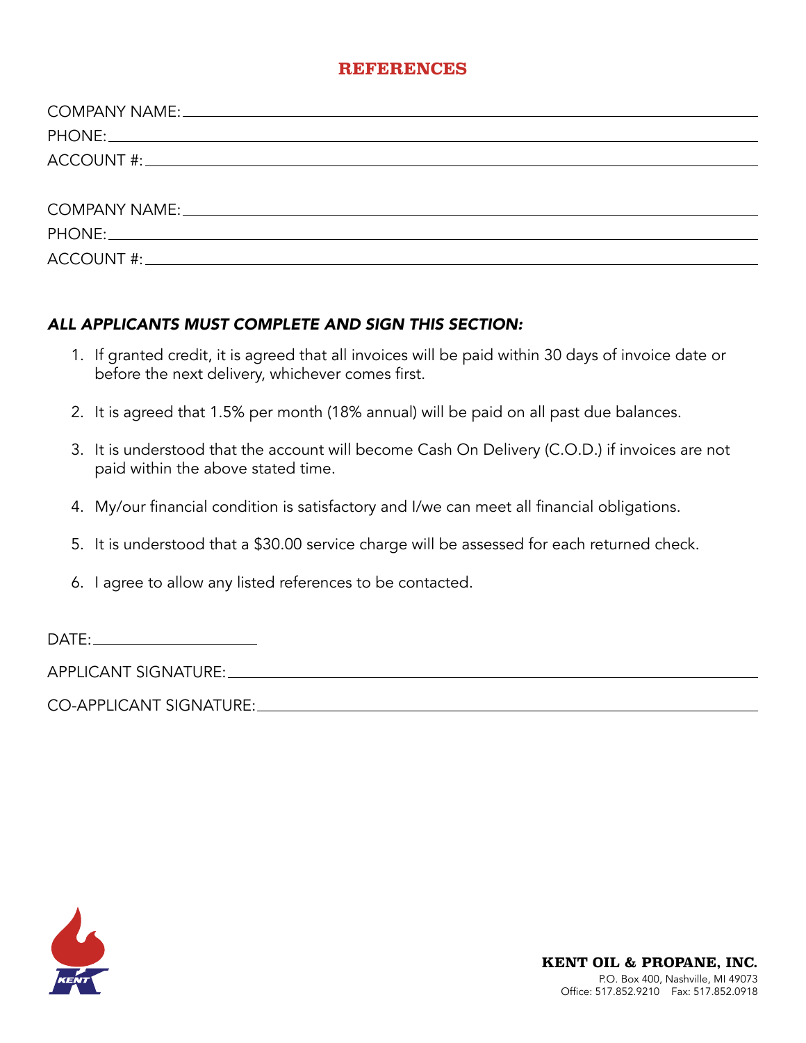## REFERENCES

COMPANY NAME: ______________________________

PHONE: ______________________________

ACCOUNT #: ______________________________

COMPANY NAME: ______________________________

PHONE: ______________________________

ACCOUNT #: ______________________________

### *ALL APPLICANTS MUST COMPLETE AND SIGN THIS SECTION:*

1. If granted credit, it is agreed that all invoices will be paid within 30 days of invoice date or before the next delivery, whichever comes first.
2. It is agreed that 1.5% per month (18% annual) will be paid on all past due balances.
3. It is understood that the account will become Cash On Delivery (C.O.D.) if invoices are not paid within the above stated time.
4. My/our financial condition is satisfactory and I/we can meet all financial obligations.
5. It is understood that a $30.00 service charge will be assessed for each returned check.
6. I agree to allow any listed references to be contacted.

DATE: ____________________

APPLICANT SIGNATURE: ______________________________

CO-APPLICANT SIGNATURE: ______________________________

KENT

**KENT OIL & PROPANE, INC.**
P.O. Box 400, Nashville, MI 49073
Office: 517.852.9210 Fax: 517.852.0918